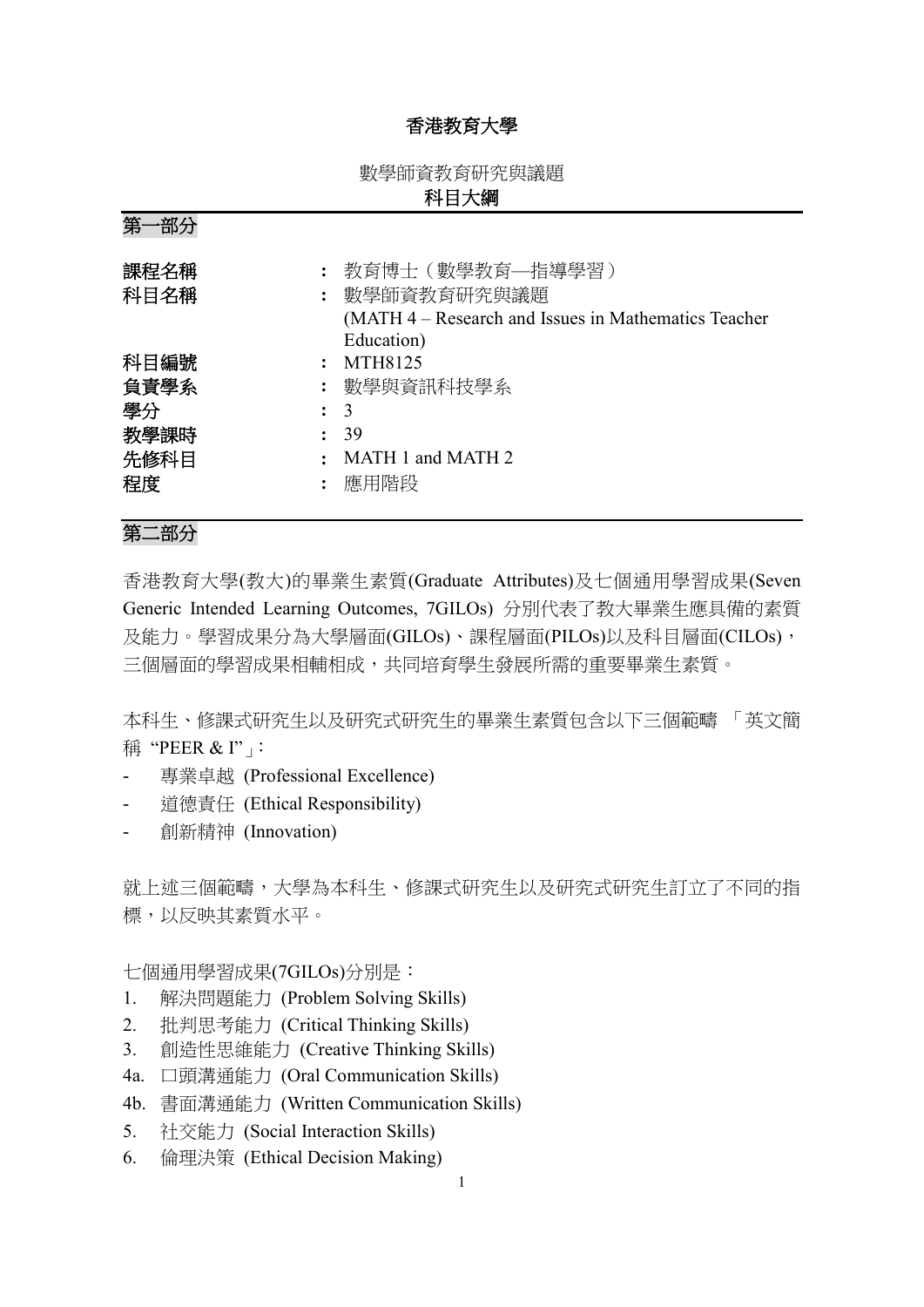# 香港教育大學

數學師資教育研究與議題

**科目大綱**

## 第一部分

| | | |
|---|---|---|
| **課程名稱** | : | 教育博士（數學教育—指導學習） |
| **科目名稱** | : | 數學師資教育研究與議題 (MATH 4 – Research and Issues in Mathematics Teacher Education) |
| **科目編號** | : | MTH8125 |
| **負責學系** | : | 數學與資訊科技學系 |
| **學分** | : | 3 |
| **教學課時** | : | 39 |
| **先修科目** | : | MATH 1 and MATH 2 |
| **程度** | : | 應用階段 |

## 第二部分

香港教育大學(教大)的畢業生素質(Graduate Attributes)及七個通用學習成果(Seven Generic Intended Learning Outcomes, 7GILOs) 分別代表了教大畢業生應具備的素質及能力。學習成果分為大學層面(GILOs)、課程層面(PILOs)以及科目層面(CILOs)，三個層面的學習成果相輔相成，共同培育學生發展所需的重要畢業生素質。

本科生、修課式研究生以及研究式研究生的畢業生素質包含以下三個範疇 「英文簡稱 "PEER & I"」：

- 專業卓越 (Professional Excellence)
- 道德責任 (Ethical Responsibility)
- 創新精神 (Innovation)

就上述三個範疇，大學為本科生、修課式研究生以及研究式研究生訂立了不同的指標，以反映其素質水平。

七個通用學習成果(7GILOs)分別是：

1. 解決問題能力 (Problem Solving Skills)
2. 批判思考能力 (Critical Thinking Skills)
3. 創造性思維能力 (Creative Thinking Skills)

4a. 口頭溝通能力 (Oral Communication Skills)

4b. 書面溝通能力 (Written Communication Skills)

5. 社交能力 (Social Interaction Skills)
6. 倫理決策 (Ethical Decision Making)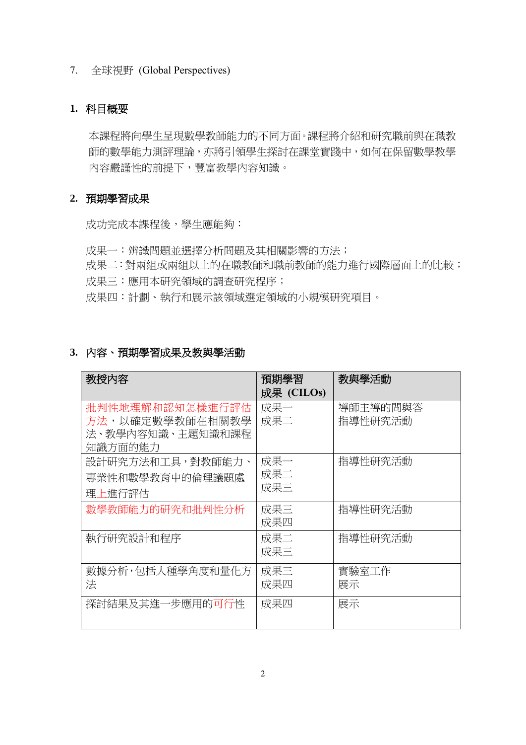7. 全球視野 (Global Perspectives)

## 1. 科目概要

本課程將向學生呈現數學教師能力的不同方面。課程將介紹和研究職前與在職教師的數學能力測評理論，亦將引領學生探討在課堂實踐中，如何在保留數學教學內容嚴謹性的前提下，豐富教學內容知識。

## 2. 預期學習成果

成功完成本課程後，學生應能夠：

成果一：辨識問題並選擇分析問題及其相關影響的方法；
成果二：對兩組或兩組以上的在職教師和職前教師的能力進行國際層面上的比較；
成果三：應用本研究領域的調查研究程序；
成果四：計劃、執行和展示該領域選定領域的小規模研究項目。

## 3. 內容、預期學習成果及教與學活動

| 教授內容 | 預期學習成果 (CILOs) | 教與學活動 |
|---|---|---|
| 批判性地理解和認知怎樣進行評估方法，以確定數學教師在相關教學法、教學內容知識、主題知識和課程知識方面的能力 | 成果一<br>成果二 | 導師主導的問與答<br>指導性研究活動 |
| 設計研究方法和工具，對教師能力、專業性和數學教育中的倫理議題處理上進行評估 | 成果一<br>成果二<br>成果三 | 指導性研究活動 |
| 數學教師能力的研究和批判性分析 | 成果三<br>成果四 | 指導性研究活動 |
| 執行研究設計和程序 | 成果二<br>成果三 | 指導性研究活動 |
| 數據分析，包括人種學角度和量化方法 | 成果三<br>成果四 | 實驗室工作<br>展示 |
| 探討結果及其進一步應用的可行性 | 成果四 | 展示 |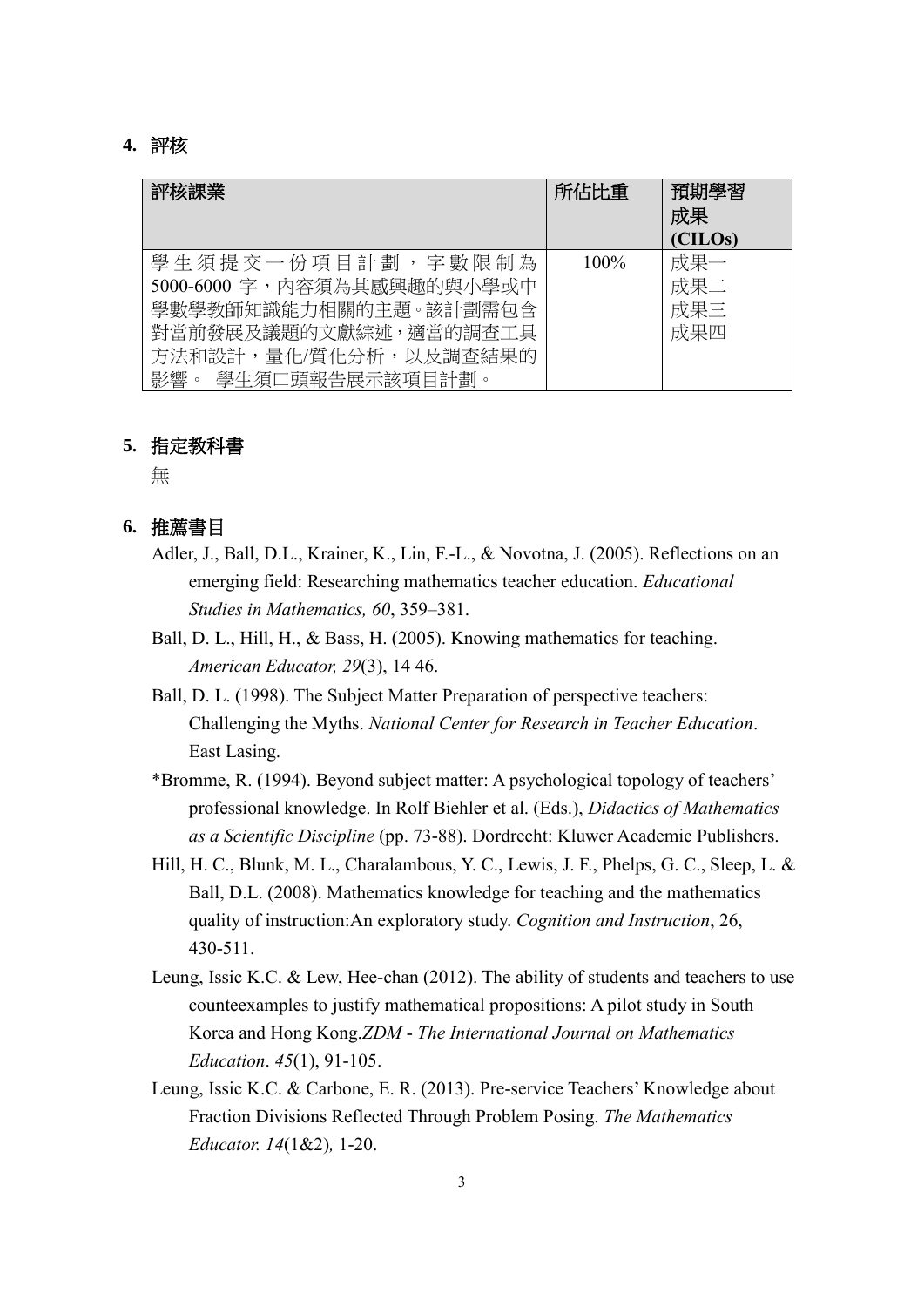## 4. 評核

| 評核課業 | 所佔比重 | 預期學習成果 (CILOs) |
|---|---|---|
| 學生須提交一份項目計劃，字數限制為 5000-6000 字，內容須為其感興趣的與小學或中學數學教師知識能力相關的主題。該計劃需包含對當前發展及議題的文獻綜述，適當的調查工具方法和設計，量化/質化分析，以及調查結果的影響。 學生須口頭報告展示該項目計劃。 | 100% | 成果一<br>成果二<br>成果三<br>成果四 |

## 5. 指定教科書

無

## 6. 推薦書目

Adler, J., Ball, D.L., Krainer, K., Lin, F.-L., & Novotna, J. (2005). Reflections on an emerging field: Researching mathematics teacher education. *Educational Studies in Mathematics, 60*, 359–381.

Ball, D. L., Hill, H., & Bass, H. (2005). Knowing mathematics for teaching. *American Educator, 29*(3), 14 46.

Ball, D. L. (1998). The Subject Matter Preparation of perspective teachers: Challenging the Myths. *National Center for Research in Teacher Education*. East Lasing.

*Bromme, R. (1994). Beyond subject matter: A psychological topology of teachers' professional knowledge. In Rolf Biehler et al. (Eds.), *Didactics of Mathematics as a Scientific Discipline* (pp. 73-88). Dordrecht: Kluwer Academic Publishers.

Hill, H. C., Blunk, M. L., Charalambous, Y. C., Lewis, J. F., Phelps, G. C., Sleep, L. & Ball, D.L. (2008). Mathematics knowledge for teaching and the mathematics quality of instruction:An exploratory study. *Cognition and Instruction*, 26, 430-511.

Leung, Issic K.C. & Lew, Hee-chan (2012). The ability of students and teachers to use counteexamples to justify mathematical propositions: A pilot study in South Korea and Hong Kong.*ZDM - The International Journal on Mathematics Education*. *45*(1), 91-105.

Leung, Issic K.C. & Carbone, E. R. (2013). Pre-service Teachers' Knowledge about Fraction Divisions Reflected Through Problem Posing. *The Mathematics Educator. 14*(1&2)*,* 1-20.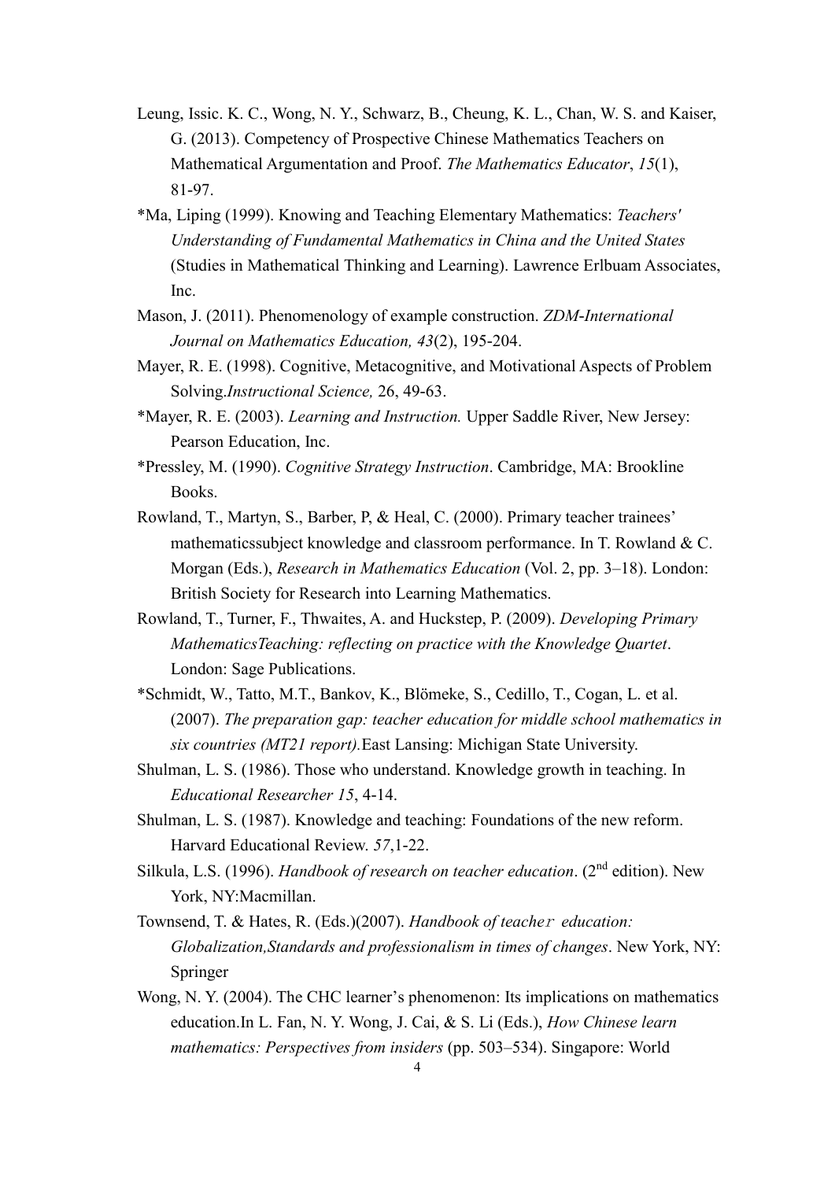Leung, Issic. K. C., Wong, N. Y., Schwarz, B., Cheung, K. L., Chan, W. S. and Kaiser, G. (2013). Competency of Prospective Chinese Mathematics Teachers on Mathematical Argumentation and Proof. *The Mathematics Educator*, *15*(1), 81-97.

*Ma, Liping (1999). Knowing and Teaching Elementary Mathematics: *Teachers' Understanding of Fundamental Mathematics in China and the United States* (Studies in Mathematical Thinking and Learning). Lawrence Erlbuam Associates, Inc.

Mason, J. (2011). Phenomenology of example construction. *ZDM-International Journal on Mathematics Education, 43*(2), 195-204.

Mayer, R. E. (1998). Cognitive, Metacognitive, and Motivational Aspects of Problem Solving.*Instructional Science,* 26, 49-63.

*Mayer, R. E. (2003). *Learning and Instruction.* Upper Saddle River, New Jersey: Pearson Education, Inc.

*Pressley, M. (1990). *Cognitive Strategy Instruction*. Cambridge, MA: Brookline Books.

Rowland, T., Martyn, S., Barber, P, & Heal, C. (2000). Primary teacher trainees' mathematicssubject knowledge and classroom performance. In T. Rowland & C. Morgan (Eds.), *Research in Mathematics Education* (Vol. 2, pp. 3–18). London: British Society for Research into Learning Mathematics.

Rowland, T., Turner, F., Thwaites, A. and Huckstep, P. (2009). *Developing Primary MathematicsTeaching: reflecting on practice with the Knowledge Quartet*. London: Sage Publications.

*Schmidt, W., Tatto, M.T., Bankov, K., Blömeke, S., Cedillo, T., Cogan, L. et al. (2007). *The preparation gap: teacher education for middle school mathematics in six countries (MT21 report).*East Lansing: Michigan State University.

Shulman, L. S. (1986). Those who understand. Knowledge growth in teaching. In *Educational Researcher 15*, 4-14.

Shulman, L. S. (1987). Knowledge and teaching: Foundations of the new reform. Harvard Educational Review. *57*,1-22.

Silkula, L.S. (1996). *Handbook of research on teacher education*. (2nd edition). New York, NY:Macmillan.

Townsend, T. & Hates, R. (Eds.)(2007). *Handbook of teacher education: Globalization,Standards and professionalism in times of changes*. New York, NY: Springer

Wong, N. Y. (2004). The CHC learner's phenomenon: Its implications on mathematics education.In L. Fan, N. Y. Wong, J. Cai, & S. Li (Eds.), *How Chinese learn mathematics: Perspectives from insiders* (pp. 503–534). Singapore: World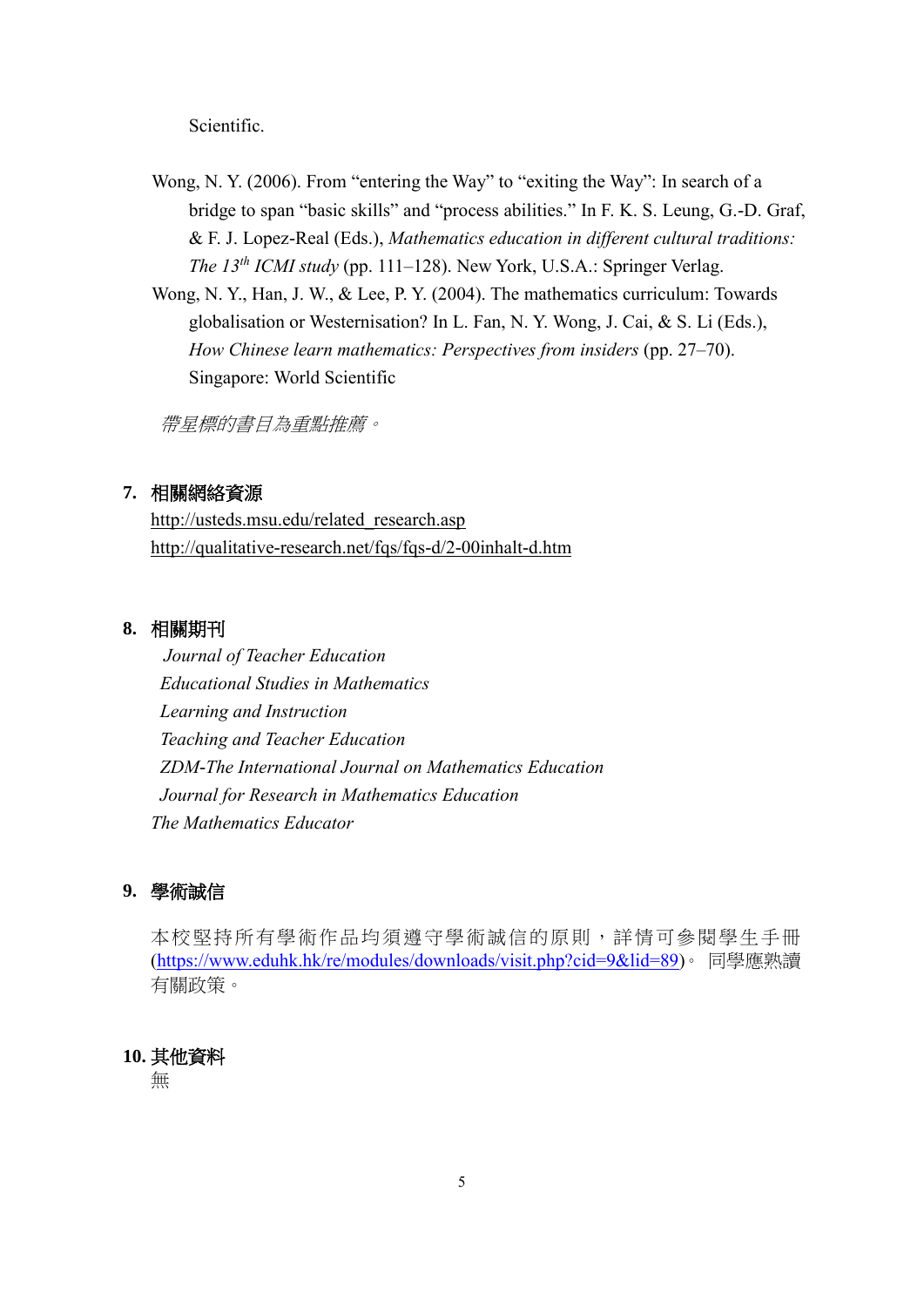Scientific.

Wong, N. Y. (2006). From “entering the Way” to “exiting the Way”: In search of a bridge to span “basic skills” and “process abilities.” In F. K. S. Leung, G.-D. Graf, & F. J. Lopez-Real (Eds.), *Mathematics education in different cultural traditions: The 13th ICMI study* (pp. 111–128). New York, U.S.A.: Springer Verlag.

Wong, N. Y., Han, J. W., & Lee, P. Y. (2004). The mathematics curriculum: Towards globalisation or Westernisation? In L. Fan, N. Y. Wong, J. Cai, & S. Li (Eds.), *How Chinese learn mathematics: Perspectives from insiders* (pp. 27–70). Singapore: World Scientific

*帶星標的書目為重點推薦。*

## 7. 相關網絡資源

http://usteds.msu.edu/related_research.asp
http://qualitative-research.net/fqs/fqs-d/2-00inhalt-d.htm

## 8. 相關期刊

*Journal of Teacher Education*
*Educational Studies in Mathematics*
*Learning and Instruction*
*Teaching and Teacher Education*
*ZDM-The International Journal on Mathematics Education*
*Journal for Research in Mathematics Education*
*The Mathematics Educator*

## 9. 學術誠信

本校堅持所有學術作品均須遵守學術誠信的原則，詳情可參閱學生手冊(https://www.eduhk.hk/re/modules/downloads/visit.php?cid=9&lid=89)。 同學應熟讀有關政策。

## 10. 其他資料

無